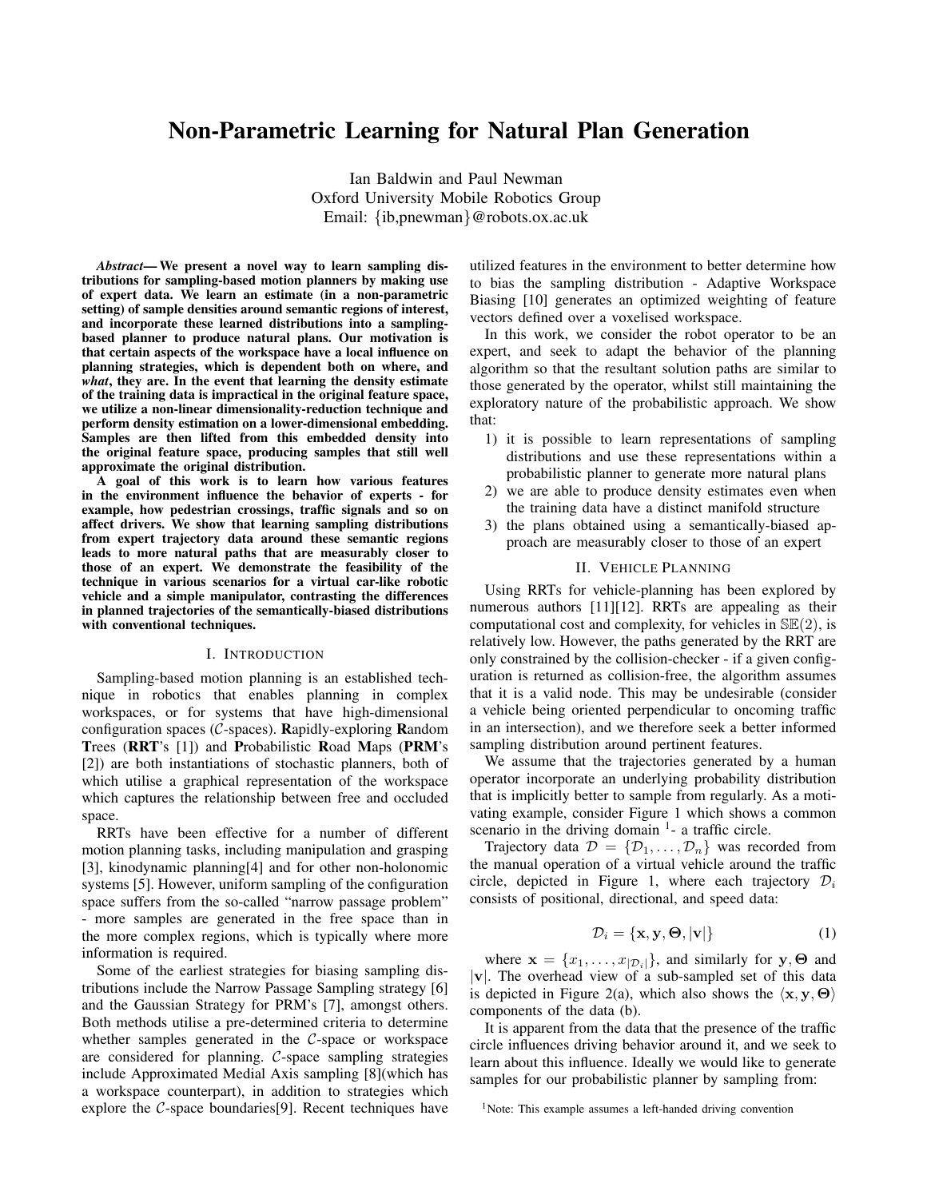# Non-Parametric Learning for Natural Plan Generation

Ian Baldwin and Paul Newman
Oxford University Mobile Robotics Group
Email: {ib,pnewman}@robots.ox.ac.uk

***Abstract*— We present a novel way to learn sampling distributions for sampling-based motion planners by making use of expert data. We learn an estimate (in a non-parametric setting) of sample densities around semantic regions of interest, and incorporate these learned distributions into a sampling-based planner to produce natural plans. Our motivation is that certain aspects of the workspace have a local influence on planning strategies, which is dependent both on where, and *what*, they are. In the event that learning the density estimate of the training data is impractical in the original feature space, we utilize a non-linear dimensionality-reduction technique and perform density estimation on a lower-dimensional embedding. Samples are then lifted from this embedded density into the original feature space, producing samples that still well approximate the original distribution.**

**A goal of this work is to learn how various features in the environment influence the behavior of experts - for example, how pedestrian crossings, traffic signals and so on affect drivers. We show that learning sampling distributions from expert trajectory data around these semantic regions leads to more natural paths that are measurably closer to those of an expert. We demonstrate the feasibility of the technique in various scenarios for a virtual car-like robotic vehicle and a simple manipulator, contrasting the differences in planned trajectories of the semantically-biased distributions with conventional techniques.**

## I. Introduction

Sampling-based motion planning is an established technique in robotics that enables planning in complex workspaces, or for systems that have high-dimensional configuration spaces ($\mathcal{C}$-spaces). **R**apidly-exploring **R**andom **T**rees (**RRT**'s [1]) and **P**robabilistic **R**oad **M**aps (**PRM**'s [2]) are both instantiations of stochastic planners, both of which utilise a graphical representation of the workspace which captures the relationship between free and occluded space.

RRTs have been effective for a number of different motion planning tasks, including manipulation and grasping [3], kinodynamic planning[4] and for other non-holonomic systems [5]. However, uniform sampling of the configuration space suffers from the so-called "narrow passage problem" - more samples are generated in the free space than in the more complex regions, which is typically where more information is required.

Some of the earliest strategies for biasing sampling distributions include the Narrow Passage Sampling strategy [6] and the Gaussian Strategy for PRM's [7], amongst others. Both methods utilise a pre-determined criteria to determine whether samples generated in the $\mathcal{C}$-space or workspace are considered for planning. $\mathcal{C}$-space sampling strategies include Approximated Medial Axis sampling [8](which has a workspace counterpart), in addition to strategies which explore the $\mathcal{C}$-space boundaries[9]. Recent techniques have utilized features in the environment to better determine how to bias the sampling distribution - Adaptive Workspace Biasing [10] generates an optimized weighting of feature vectors defined over a voxelised workspace.

In this work, we consider the robot operator to be an expert, and seek to adapt the behavior of the planning algorithm so that the resultant solution paths are similar to those generated by the operator, whilst still maintaining the exploratory nature of the probabilistic approach. We show that:

1) it is possible to learn representations of sampling distributions and use these representations within a probabilistic planner to generate more natural plans
2) we are able to produce density estimates even when the training data have a distinct manifold structure
3) the plans obtained using a semantically-biased approach are measurably closer to those of an expert

## II. Vehicle Planning

Using RRTs for vehicle-planning has been explored by numerous authors [11][12]. RRTs are appealing as their computational cost and complexity, for vehicles in $\mathbb{SE}(2)$, is relatively low. However, the paths generated by the RRT are only constrained by the collision-checker - if a given configuration is returned as collision-free, the algorithm assumes that it is a valid node. This may be undesirable (consider a vehicle being oriented perpendicular to oncoming traffic in an intersection), and we therefore seek a better informed sampling distribution around pertinent features.

We assume that the trajectories generated by a human operator incorporate an underlying probability distribution that is implicitly better to sample from regularly. As a motivating example, consider Figure 1 which shows a common scenario in the driving domain [1]- a traffic circle.

Trajectory data $\mathcal{D} = \{\mathcal{D}_1, \ldots, \mathcal{D}_n\}$ was recorded from the manual operation of a virtual vehicle around the traffic circle, depicted in Figure 1, where each trajectory $\mathcal{D}_i$ consists of positional, directional, and speed data:

$$\mathcal{D}_i = \{\mathbf{x}, \mathbf{y}, \mathbf{\Theta}, |\mathbf{v}|\} \tag{1}$$

where $\mathbf{x} = \{x_1, \ldots, x_{|\mathcal{D}_i|}\}$, and similarly for $\mathbf{y}, \mathbf{\Theta}$ and $|\mathbf{v}|$. The overhead view of a sub-sampled set of this data is depicted in Figure 2(a), which also shows the $\langle \mathbf{x}, \mathbf{y}, \mathbf{\Theta} \rangle$ components of the data (b).

It is apparent from the data that the presence of the traffic circle influences driving behavior around it, and we seek to learn about this influence. Ideally we would like to generate samples for our probabilistic planner by sampling from:

[1]Note: This example assumes a left-handed driving convention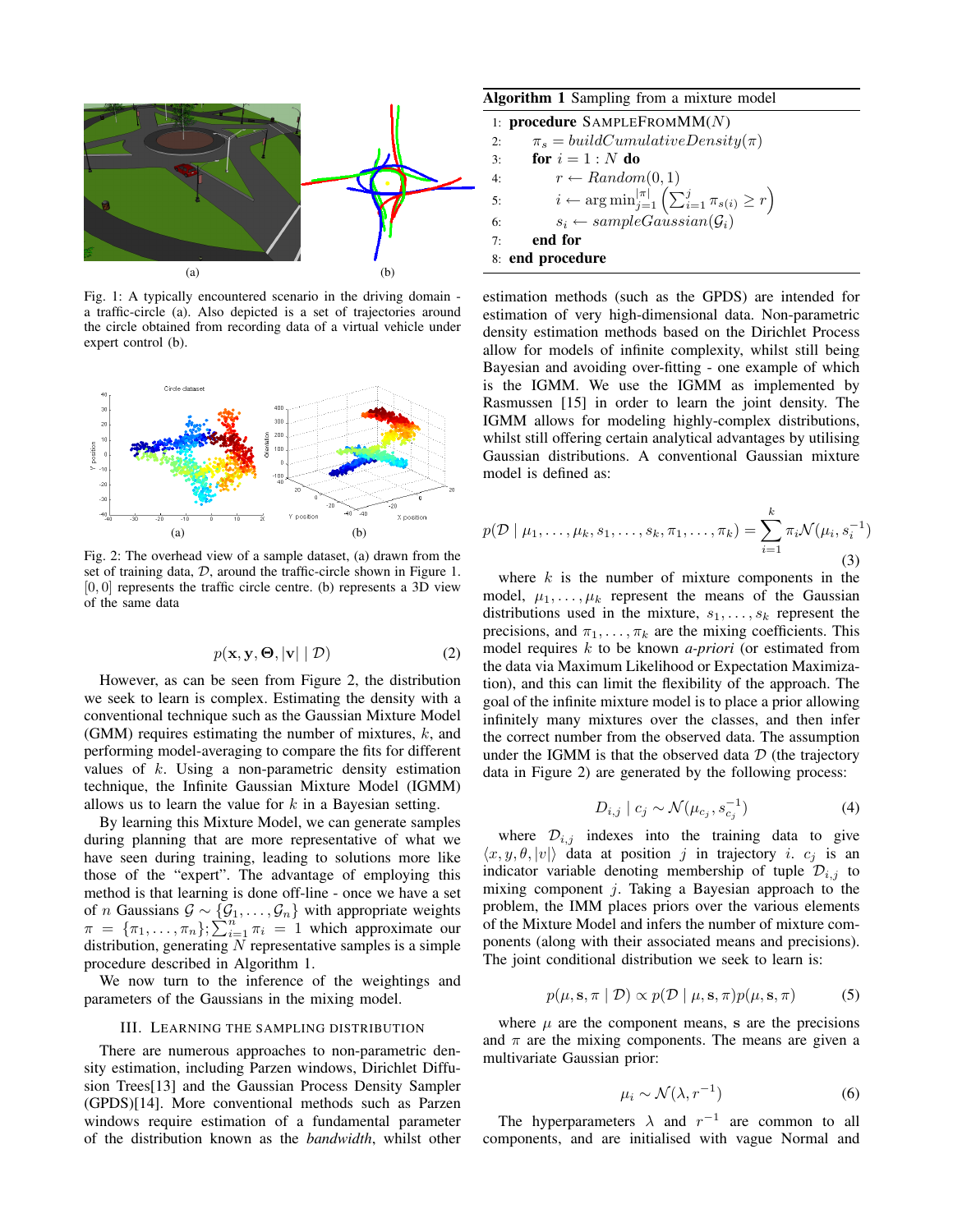Fig. 1: A typically encountered scenario in the driving domain - a traffic-circle (a). Also depicted is a set of trajectories around the circle obtained from recording data of a virtual vehicle under expert control (b).

Fig. 2: The overhead view of a sample dataset, (a) drawn from the set of training data, $\mathcal{D}$, around the traffic-circle shown in Figure 1. $[0, 0]$ represents the traffic circle centre. (b) represents a 3D view of the same data

$$p(\mathbf{x}, \mathbf{y}, \boldsymbol{\Theta}, |\mathbf{v}| \mid \mathcal{D}) \tag{2}$$

However, as can be seen from Figure 2, the distribution we seek to learn is complex. Estimating the density with a conventional technique such as the Gaussian Mixture Model (GMM) requires estimating the number of mixtures, $k$, and performing model-averaging to compare the fits for different values of $k$. Using a non-parametric density estimation technique, the Infinite Gaussian Mixture Model (IGMM) allows us to learn the value for $k$ in a Bayesian setting.

By learning this Mixture Model, we can generate samples during planning that are more representative of what we have seen during training, leading to solutions more like those of the "expert". The advantage of employing this method is that learning is done off-line - once we have a set of $n$ Gaussians $\mathcal{G} \sim \{\mathcal{G}_1, \ldots, \mathcal{G}_n\}$ with appropriate weights $\pi = \{\pi_1, \ldots, \pi_n\}; \sum_{i=1}^{n} \pi_i = 1$ which approximate our distribution, generating $N$ representative samples is a simple procedure described in Algorithm 1.

We now turn to the inference of the weightings and parameters of the Gaussians in the mixing model.

**Algorithm 1** Sampling from a mixture model

```
1: procedure SAMPLEFROMMM(N)
2:     π_s = buildCumulativeDensity(π)
3:     for i = 1 : N do
4:         r ← Random(0, 1)
5:         i ← arg min_{j=1}^{|π|} ( Σ_{i=1}^{j} π_{s(i)} ≥ r )
6:         s_i ← sampleGaussian(G_i)
7:     end for
8: end procedure
```

## III. Learning the Sampling Distribution

There are numerous approaches to non-parametric density estimation, including Parzen windows, Dirichlet Diffusion Trees[13] and the Gaussian Process Density Sampler (GPDS)[14]. More conventional methods such as Parzen windows require estimation of a fundamental parameter of the distribution known as the *bandwidth*, whilst other estimation methods (such as the GPDS) are intended for estimation of very high-dimensional data. Non-parametric density estimation methods based on the Dirichlet Process allow for models of infinite complexity, whilst still being Bayesian and avoiding over-fitting - one example of which is the IGMM. We use the IGMM as implemented by Rasmussen [15] in order to learn the joint density. The IGMM allows for modeling highly-complex distributions, whilst still offering certain analytical advantages by utilising Gaussian distributions. A conventional Gaussian mixture model is defined as:

$$p(\mathcal{D} \mid \mu_1, \ldots, \mu_k, s_1, \ldots, s_k, \pi_1, \ldots, \pi_k) = \sum_{i=1}^{k} \pi_i \mathcal{N}(\mu_i, s_i^{-1}) \tag{3}$$

where $k$ is the number of mixture components in the model, $\mu_1, \ldots, \mu_k$ represent the means of the Gaussian distributions used in the mixture, $s_1, \ldots, s_k$ represent the precisions, and $\pi_1, \ldots, \pi_k$ are the mixing coefficients. This model requires $k$ to be known ***a-priori*** (or estimated from the data via Maximum Likelihood or Expectation Maximization), and this can limit the flexibility of the approach. The goal of the infinite mixture model is to place a prior allowing infinitely many mixtures over the classes, and then infer the correct number from the observed data. The assumption under the IGMM is that the observed data $\mathcal{D}$ (the trajectory data in Figure 2) are generated by the following process:

$$D_{i,j} \mid c_j \sim \mathcal{N}(\mu_{c_j}, s_{c_j}^{-1}) \tag{4}$$

where $\mathcal{D}_{i,j}$ indexes into the training data to give $\langle x, y, \theta, |v| \rangle$ data at position $j$ in trajectory $i$. $c_j$ is an indicator variable denoting membership of tuple $\mathcal{D}_{i,j}$ to mixing component $j$. Taking a Bayesian approach to the problem, the IMM places priors over the various elements of the Mixture Model and infers the number of mixture components (along with their associated means and precisions). The joint conditional distribution we seek to learn is:

$$p(\mu, \mathbf{s}, \pi \mid \mathcal{D}) \propto p(\mathcal{D} \mid \mu, \mathbf{s}, \pi) p(\mu, \mathbf{s}, \pi) \tag{5}$$

where $\mu$ are the component means, s are the precisions and $\pi$ are the mixing components. The means are given a multivariate Gaussian prior:

$$\mu_i \sim \mathcal{N}(\lambda, r^{-1}) \tag{6}$$

The hyperparameters $\lambda$ and $r^{-1}$ are common to all components, and are initialised with vague Normal and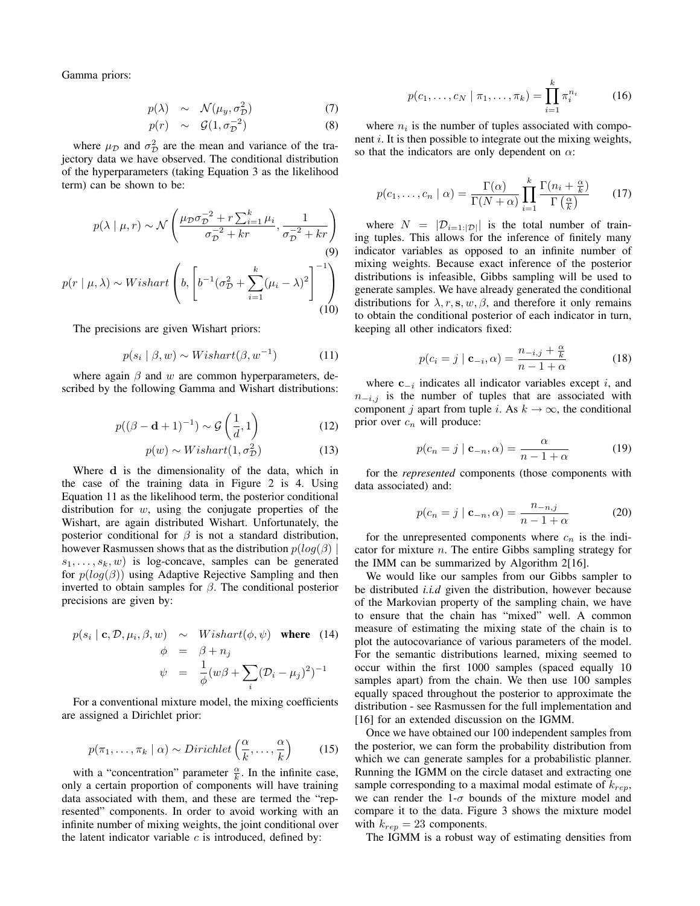Gamma priors:

$$p(\lambda) \sim \mathcal{N}(\mu_y, \sigma_{\mathcal{D}}^2) \tag{7}$$
$$p(r) \sim \mathcal{G}(1, \sigma_{\mathcal{D}}^{-2}) \tag{8}$$

where $\mu_{\mathcal{D}}$ and $\sigma_{\mathcal{D}}^2$ are the mean and variance of the trajectory data we have observed. The conditional distribution of the hyperparameters (taking Equation 3 as the likelihood term) can be shown to be:

$$p(\lambda \mid \mu, r) \sim \mathcal{N}\left(\frac{\mu_{\mathcal{D}}\sigma_{\mathcal{D}}^{-2} + r\sum_{i=1}^{k}\mu_i}{\sigma_{\mathcal{D}}^{-2} + kr}, \frac{1}{\sigma_{\mathcal{D}}^{-2} + kr}\right) \tag{9}$$

$$p(r \mid \mu, \lambda) \sim Wishart\left(b, \left[b^{-1}(\sigma_{\mathcal{D}}^2 + \sum_{i=1}^{k}(\mu_i - \lambda)^2\right]^{-1}\right) \tag{10}$$

The precisions are given Wishart priors:

$$p(s_i \mid \beta, w) \sim Wishart(\beta, w^{-1}) \tag{11}$$

where again $\beta$ and $w$ are common hyperparameters, described by the following Gamma and Wishart distributions:

$$p((\beta - \mathbf{d} + 1)^{-1}) \sim \mathcal{G}\left(\frac{1}{d}, 1\right) \tag{12}$$
$$p(w) \sim Wishart(1, \sigma_{\mathcal{D}}^2) \tag{13}$$

Where $\mathbf{d}$ is the dimensionality of the data, which in the case of the training data in Figure 2 is 4. Using Equation 11 as the likelihood term, the posterior conditional distribution for $w$, using the conjugate properties of the Wishart, are again distributed Wishart. Unfortunately, the posterior conditional for $\beta$ is not a standard distribution, however Rasmussen shows that as the distribution $p(log(\beta) \mid s_1, \ldots, s_k, w)$ is log-concave, samples can be generated for $p(log(\beta))$ using Adaptive Rejective Sampling and then inverted to obtain samples for $\beta$. The conditional posterior precisions are given by:

$$\begin{aligned} p(s_i \mid \mathbf{c}, \mathcal{D}, \mu_i, \beta, w) &\sim Wishart(\phi, \psi) \quad \textbf{where} \\ \phi &= \beta + n_j \\ \psi &= \frac{1}{\phi}(w\beta + \sum_i(\mathcal{D}_i - \mu_j)^2)^{-1} \end{aligned} \tag{14}$$

For a conventional mixture model, the mixing coefficients are assigned a Dirichlet prior:

$$p(\pi_1, \ldots, \pi_k \mid \alpha) \sim Dirichlet\left(\frac{\alpha}{k}, \ldots, \frac{\alpha}{k}\right) \tag{15}$$

with a "concentration" parameter $\frac{\alpha}{k}$. In the infinite case, only a certain proportion of components will have training data associated with them, and these are termed the "represented" components. In order to avoid working with an infinite number of mixing weights, the joint conditional over the latent indicator variable $c$ is introduced, defined by:

$$p(c_1, \ldots, c_N \mid \pi_1, \ldots, \pi_k) = \prod_{i=1}^{k}\pi_i^{n_i} \tag{16}$$

where $n_i$ is the number of tuples associated with component $i$. It is then possible to integrate out the mixing weights, so that the indicators are only dependent on $\alpha$:

$$p(c_1, \ldots, c_n \mid \alpha) = \frac{\Gamma(\alpha)}{\Gamma(N + \alpha)}\prod_{i=1}^{k}\frac{\Gamma(n_i + \frac{\alpha}{k})}{\Gamma\left(\frac{\alpha}{k}\right)} \tag{17}$$

where $N = |\mathcal{D}_{i=1:|\mathcal{D}|}|$ is the total number of training tuples. This allows for the inference of finitely many indicator variables as opposed to an infinite number of mixing weights. Because exact inference of the posterior distributions is infeasible, Gibbs sampling will be used to generate samples. We have already generated the conditional distributions for $\lambda, r, \mathbf{s}, w, \beta$, and therefore it only remains to obtain the conditional posterior of each indicator in turn, keeping all other indicators fixed:

$$p(c_i = j \mid \mathbf{c}_{-i}, \alpha) = \frac{n_{-i,j} + \frac{\alpha}{k}}{n - 1 + \alpha} \tag{18}$$

where $\mathbf{c}_{-i}$ indicates all indicator variables except $i$, and $n_{-i,j}$ is the number of tuples that are associated with component $j$ apart from tuple $i$. As $k \rightarrow \infty$, the conditional prior over $c_n$ will produce:

$$p(c_n = j \mid \mathbf{c}_{-n}, \alpha) = \frac{\alpha}{n - 1 + \alpha} \tag{19}$$

for the *represented* components (those components with data associated) and:

$$p(c_n = j \mid \mathbf{c}_{-n}, \alpha) = \frac{n_{-n,j}}{n - 1 + \alpha} \tag{20}$$

for the unrepresented components where $c_n$ is the indicator for mixture $n$. The entire Gibbs sampling strategy for the IMM can be summarized by Algorithm 2[16].

We would like our samples from our Gibbs sampler to be distributed *i.i.d* given the distribution, however because of the Markovian property of the sampling chain, we have to ensure that the chain has "mixed" well. A common measure of estimating the mixing state of the chain is to plot the autocovariance of various parameters of the model. For the semantic distributions learned, mixing seemed to occur within the first 1000 samples (spaced equally 10 samples apart) from the chain. We then use 100 samples equally spaced throughout the posterior to approximate the distribution - see Rasmussen for the full implementation and [16] for an extended discussion on the IGMM.

Once we have obtained our 100 independent samples from the posterior, we can form the probability distribution from which we can generate samples for a probabilistic planner. Running the IGMM on the circle dataset and extracting one sample corresponding to a maximal modal estimate of $k_{rep}$, we can render the 1-$\sigma$ bounds of the mixture model and compare it to the data. Figure 3 shows the mixture model with $k_{rep} = 23$ components.

The IGMM is a robust way of estimating densities from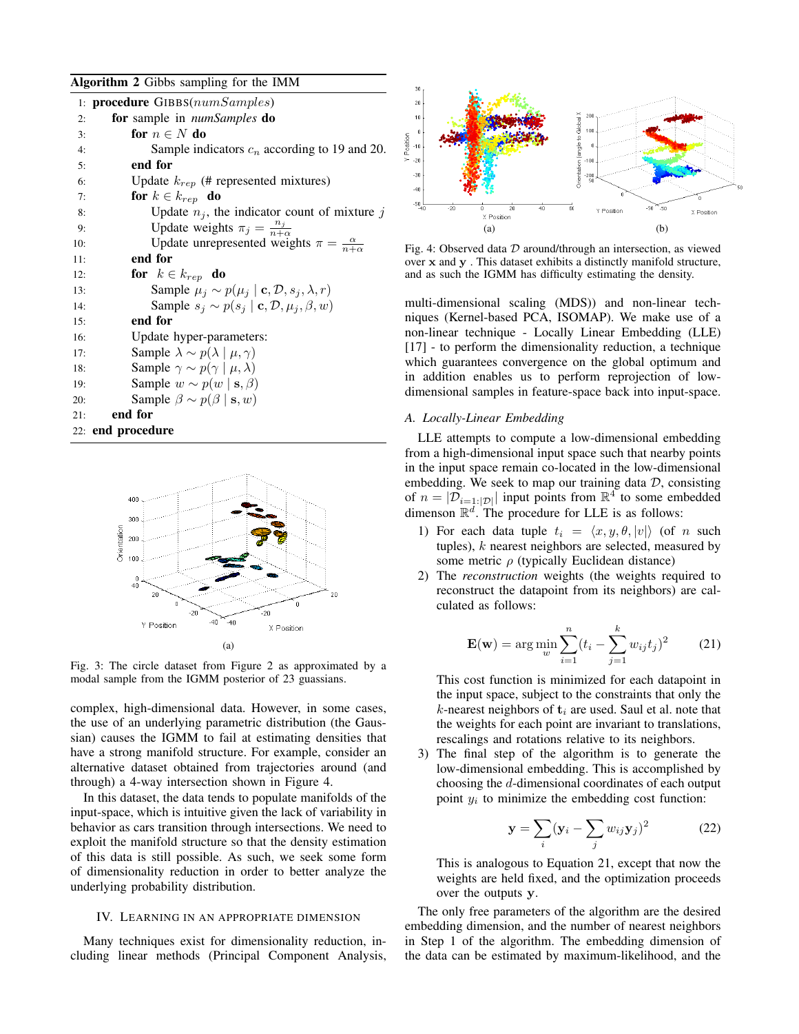**Algorithm 2** Gibbs sampling for the IMM

```
1: procedure GIBBS(numSamples)
2:   for sample in numSamples do
3:     for n ∈ N do
4:       Sample indicators c_n according to 19 and 20.
5:     end for
6:     Update k_rep (# represented mixtures)
7:     for k ∈ k_rep do
8:       Update n_j, the indicator count of mixture j
9:       Update weights π_j = n_j/(n+α)
10:      Update unrepresented weights π = α/(n+α)
11:    end for
12:    for k ∈ k_rep do
13:      Sample μ_j ~ p(μ_j | c, D, s_j, λ, r)
14:      Sample s_j ~ p(s_j | c, D, μ_j, β, w)
15:    end for
16:    Update hyper-parameters:
17:    Sample λ ~ p(λ | μ, γ)
18:    Sample γ ~ p(γ | μ, λ)
19:    Sample w ~ p(w | s, β)
20:    Sample β ~ p(β | s, w)
21:  end for
22: end procedure
```

(a)

Fig. 3: The circle dataset from Figure 2 as approximated by a modal sample from the IGMM posterior of 23 guassians.

complex, high-dimensional data. However, in some cases, the use of an underlying parametric distribution (the Gaussian) causes the IGMM to fail at estimating densities that have a strong manifold structure. For example, consider an alternative dataset obtained from trajectories around (and through) a 4-way intersection shown in Figure 4.

In this dataset, the data tends to populate manifolds of the input-space, which is intuitive given the lack of variability in behavior as cars transition through intersections. We need to exploit the manifold structure so that the density estimation of this data is still possible. As such, we seek some form of dimensionality reduction in order to better analyze the underlying probability distribution.

## IV. Learning in an Appropriate Dimension

Many techniques exist for dimensionality reduction, including linear methods (Principal Component Analysis,

(a) (b)

Fig. 4: Observed data $\mathcal{D}$ around/through an intersection, as viewed over $\mathbf{x}$ and $\mathbf{y}$ . This dataset exhibits a distinctly manifold structure, and as such the IGMM has difficulty estimating the density.

multi-dimensional scaling (MDS)) and non-linear techniques (Kernel-based PCA, ISOMAP). We make use of a non-linear technique - Locally Linear Embedding (LLE) [17] - to perform the dimensionality reduction, a technique which guarantees convergence on the global optimum and in addition enables us to perform reprojection of low-dimensional samples in feature-space back into input-space.

### A. Locally-Linear Embedding

LLE attempts to compute a low-dimensional embedding from a high-dimensional input space such that nearby points in the input space remain co-located in the low-dimensional embedding. We seek to map our training data $\mathcal{D}$, consisting of $n = |\mathcal{D}_{i=1:|\mathcal{D}|}|$ input points from $\mathbb{R}^4$ to some embedded dimenson $\mathbb{R}^d$. The procedure for LLE is as follows:

1) For each data tuple $t_i = \langle x, y, \theta, |v| \rangle$ (of $n$ such tuples), $k$ nearest neighbors are selected, measured by some metric $\rho$ (typically Euclidean distance)
2) The *reconstruction* weights (the weights required to reconstruct the datapoint from its neighbors) are calculated as follows:

$$\mathbf{E}(\mathbf{w}) = \arg\min_{w} \sum_{i=1}^{n} (t_i - \sum_{j=1}^{k} w_{ij} t_j)^2 \tag{21}$$

This cost function is minimized for each datapoint in the input space, subject to the constraints that only the $k$-nearest neighbors of $\mathbf{t}_i$ are used. Saul et al. note that the weights for each point are invariant to translations, rescalings and rotations relative to its neighbors.
3) The final step of the algorithm is to generate the low-dimensional embedding. This is accomplished by choosing the $d$-dimensional coordinates of each output point $y_i$ to minimize the embedding cost function:

$$\mathbf{y} = \sum_{i} (\mathbf{y}_i - \sum_{j} w_{ij} \mathbf{y}_j)^2 \tag{22}$$

This is analogous to Equation 21, except that now the weights are held fixed, and the optimization proceeds over the outputs $\mathbf{y}$.

The only free parameters of the algorithm are the desired embedding dimension, and the number of nearest neighbors in Step 1 of the algorithm. The embedding dimension of the data can be estimated by maximum-likelihood, and the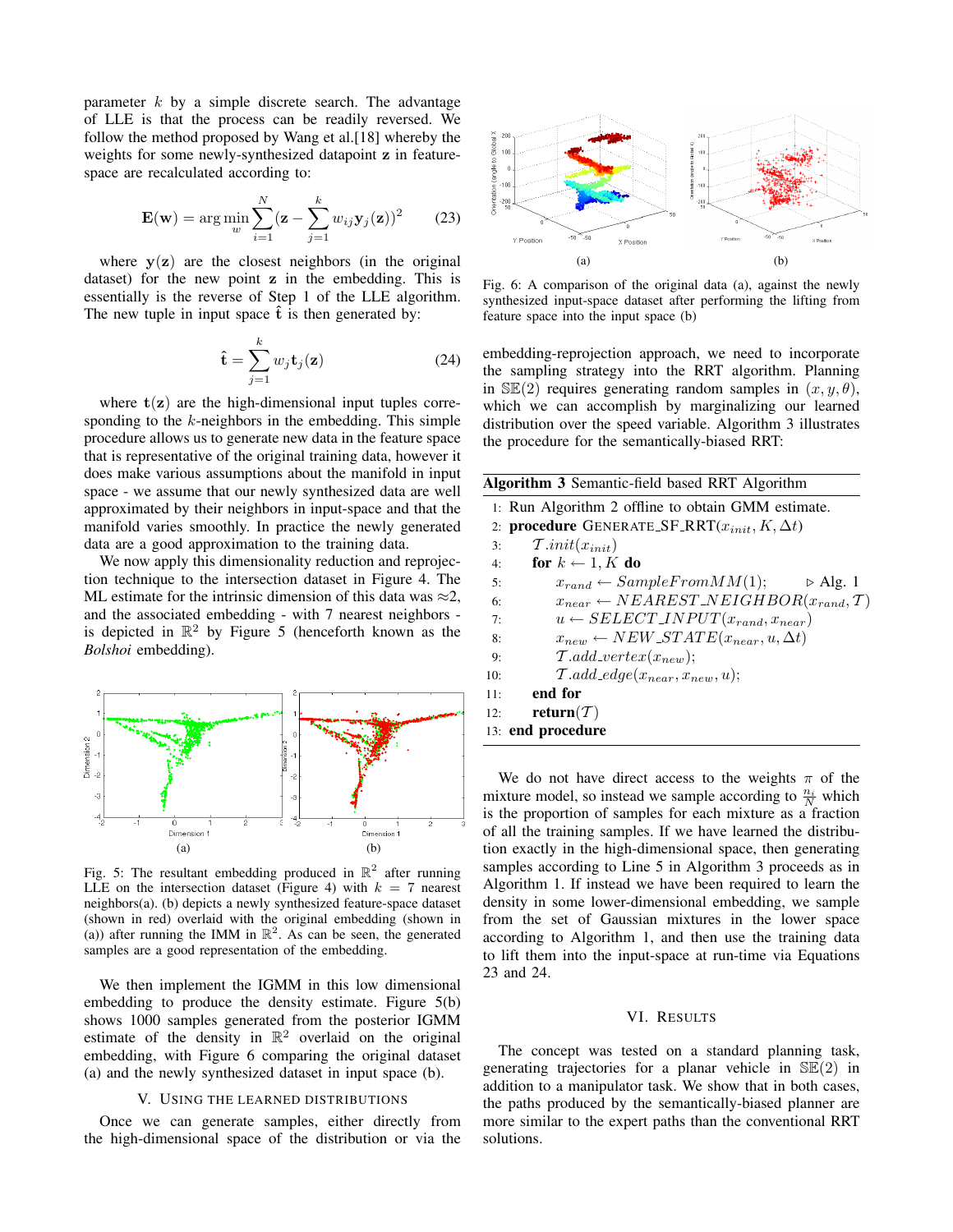parameter $k$ by a simple discrete search. The advantage of LLE is that the process can be readily reversed. We follow the method proposed by Wang et al.[18] whereby the weights for some newly-synthesized datapoint $\mathbf{z}$ in feature-space are recalculated according to:

$$\mathbf{E}(\mathbf{w}) = \arg\min_{w} \sum_{i=1}^{N} (\mathbf{z} - \sum_{j=1}^{k} w_{ij} \mathbf{y}_j(\mathbf{z}))^2 \tag{23}$$

where $\mathbf{y}(\mathbf{z})$ are the closest neighbors (in the original dataset) for the new point $\mathbf{z}$ in the embedding. This is essentially is the reverse of Step 1 of the LLE algorithm. The new tuple in input space $\hat{\mathbf{t}}$ is then generated by:

$$\hat{\mathbf{t}} = \sum_{j=1}^{k} w_j \mathbf{t}_j(\mathbf{z}) \tag{24}$$

where $\mathbf{t}(\mathbf{z})$ are the high-dimensional input tuples corresponding to the $k$-neighbors in the embedding. This simple procedure allows us to generate new data in the feature space that is representative of the original training data, however it does make various assumptions about the manifold in input space - we assume that our newly synthesized data are well approximated by their neighbors in input-space and that the manifold varies smoothly. In practice the newly generated data are a good approximation to the training data.

We now apply this dimensionality reduction and reprojection technique to the intersection dataset in Figure 4. The ML estimate for the intrinsic dimension of this data was ≈2, and the associated embedding - with 7 nearest neighbors - is depicted in $\mathbb{R}^2$ by Figure 5 (henceforth known as the *Bolshoi* embedding).

Fig. 5: The resultant embedding produced in $\mathbb{R}^2$ after running LLE on the intersection dataset (Figure 4) with $k = 7$ nearest neighbors(a). (b) depicts a newly synthesized feature-space dataset (shown in red) overlaid with the original embedding (shown in (a)) after running the IMM in $\mathbb{R}^2$. As can be seen, the generated samples are a good representation of the embedding.

We then implement the IGMM in this low dimensional embedding to produce the density estimate. Figure 5(b) shows 1000 samples generated from the posterior IGMM estimate of the density in $\mathbb{R}^2$ overlaid on the original embedding, with Figure 6 comparing the original dataset (a) and the newly synthesized dataset in input space (b).

## V. Using the Learned Distributions

Once we can generate samples, either directly from the high-dimensional space of the distribution or via the embedding-reprojection approach, we need to incorporate the sampling strategy into the RRT algorithm. Planning in $\mathbb{SE}(2)$ requires generating random samples in $(x, y, \theta)$, which we can accomplish by marginalizing our learned distribution over the speed variable. Algorithm 3 illustrates the procedure for the semantically-biased RRT:

Fig. 6: A comparison of the original data (a), against the newly synthesized input-space dataset after performing the lifting from feature space into the input space (b)

**Algorithm 3** Semantic-field based RRT Algorithm

```
1: Run Algorithm 2 offline to obtain GMM estimate.
2: procedure GENERATE_SF_RRT(x_init, K, Δt)
3:     T.init(x_init)
4:     for k ← 1, K do
5:         x_rand ← SampleFromMM(1);          ▷ Alg. 1
6:         x_near ← NEAREST_NEIGHBOR(x_rand, T)
7:         u ← SELECT_INPUT(x_rand, x_near)
8:         x_new ← NEW_STATE(x_near, u, Δt)
9:         T.add_vertex(x_new);
10:        T.add_edge(x_near, x_new, u);
11:    end for
12:    return(T)
13: end procedure
```

We do not have direct access to the weights $\pi$ of the mixture model, so instead we sample according to $\frac{n_i}{N}$ which is the proportion of samples for each mixture as a fraction of all the training samples. If we have learned the distribution exactly in the high-dimensional space, then generating samples according to Line 5 in Algorithm 3 proceeds as in Algorithm 1. If instead we have been required to learn the density in some lower-dimensional embedding, we sample from the set of Gaussian mixtures in the lower space according to Algorithm 1, and then use the training data to lift them into the input-space at run-time via Equations 23 and 24.

## VI. Results

The concept was tested on a standard planning task, generating trajectories for a planar vehicle in $\mathbb{SE}(2)$ in addition to a manipulator task. We show that in both cases, the paths produced by the semantically-biased planner are more similar to the expert paths than the conventional RRT solutions.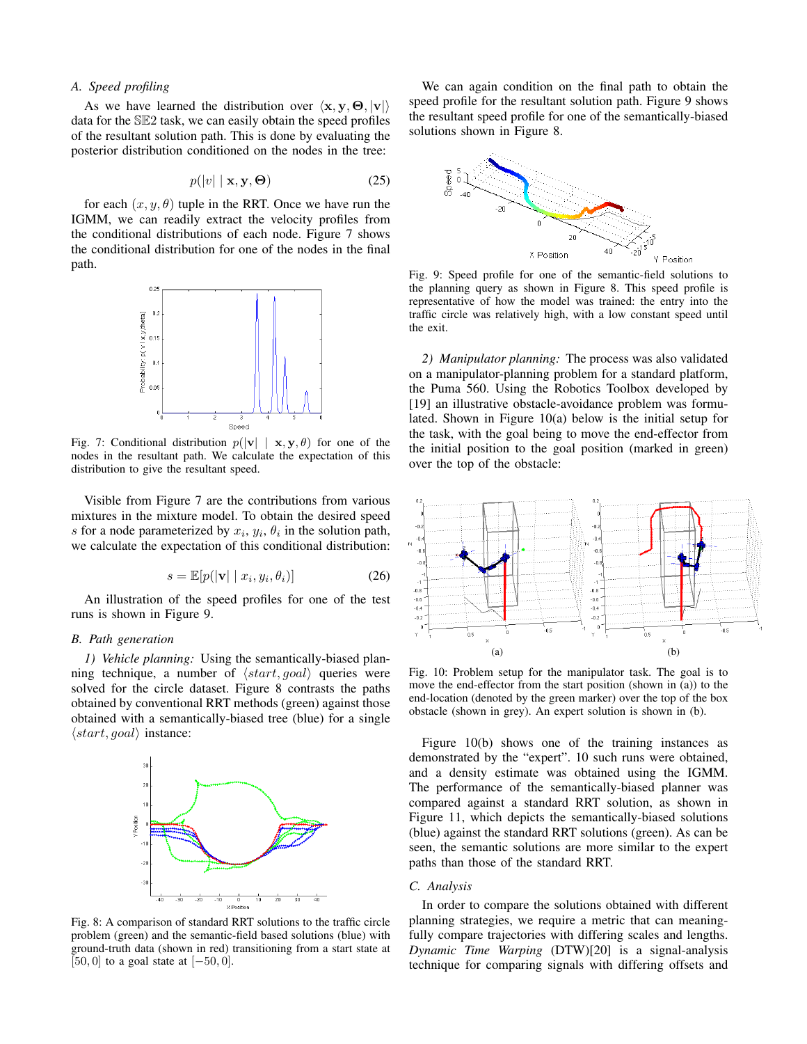### A. Speed profiling

As we have learned the distribution over $\langle \mathbf{x}, \mathbf{y}, \boldsymbol{\Theta}, |\mathbf{v}| \rangle$ data for the $\mathbb{SE}2$ task, we can easily obtain the speed profiles of the resultant solution path. This is done by evaluating the posterior distribution conditioned on the nodes in the tree:

$$p(|v| \mid \mathbf{x}, \mathbf{y}, \boldsymbol{\Theta}) \tag{25}$$

for each $(x, y, \theta)$ tuple in the RRT. Once we have run the IGMM, we can readily extract the velocity profiles from the conditional distributions of each node. Figure 7 shows the conditional distribution for one of the nodes in the final path.

Fig. 7: Conditional distribution $p(|\mathbf{v}| \mid \mathbf{x}, \mathbf{y}, \theta)$ for one of the nodes in the resultant path. We calculate the expectation of this distribution to give the resultant speed.

Visible from Figure 7 are the contributions from various mixtures in the mixture model. To obtain the desired speed $s$ for a node parameterized by $x_i$, $y_i$, $\theta_i$ in the solution path, we calculate the expectation of this conditional distribution:

$$s = \mathbb{E}[p(|\mathbf{v}| \mid x_i, y_i, \theta_i)] \tag{26}$$

An illustration of the speed profiles for one of the test runs is shown in Figure 9.

### B. Path generation

*1) Vehicle planning:* Using the semantically-biased planning technique, a number of $\langle start, goal \rangle$ queries were solved for the circle dataset. Figure 8 contrasts the paths obtained by conventional RRT methods (green) against those obtained with a semantically-biased tree (blue) for a single $\langle start, goal \rangle$ instance:

Fig. 8: A comparison of standard RRT solutions to the traffic circle problem (green) and the semantic-field based solutions (blue) with ground-truth data (shown in red) transitioning from a start state at $[50, 0]$ to a goal state at $[-50, 0]$.

We can again condition on the final path to obtain the speed profile for the resultant solution path. Figure 9 shows the resultant speed profile for one of the semantically-biased solutions shown in Figure 8.

Fig. 9: Speed profile for one of the semantic-field solutions to the planning query as shown in Figure 8. This speed profile is representative of how the model was trained: the entry into the traffic circle was relatively high, with a low constant speed until the exit.

*2) Manipulator planning:* The process was also validated on a manipulator-planning problem for a standard platform, the Puma 560. Using the Robotics Toolbox developed by [19] an illustrative obstacle-avoidance problem was formulated. Shown in Figure 10(a) below is the initial setup for the task, with the goal being to move the end-effector from the initial position to the goal position (marked in green) over the top of the obstacle:

Fig. 10: Problem setup for the manipulator task. The goal is to move the end-effector from the start position (shown in (a)) to the end-location (denoted by the green marker) over the top of the box obstacle (shown in grey). An expert solution is shown in (b).

Figure 10(b) shows one of the training instances as demonstrated by the "expert". 10 such runs were obtained, and a density estimate was obtained using the IGMM. The performance of the semantically-biased planner was compared against a standard RRT solution, as shown in Figure 11, which depicts the semantically-biased solutions (blue) against the standard RRT solutions (green). As can be seen, the semantic solutions are more similar to the expert paths than those of the standard RRT.

### C. Analysis

In order to compare the solutions obtained with different planning strategies, we require a metric that can meaningfully compare trajectories with differing scales and lengths. *Dynamic Time Warping* (DTW)[20] is a signal-analysis technique for comparing signals with differing offsets and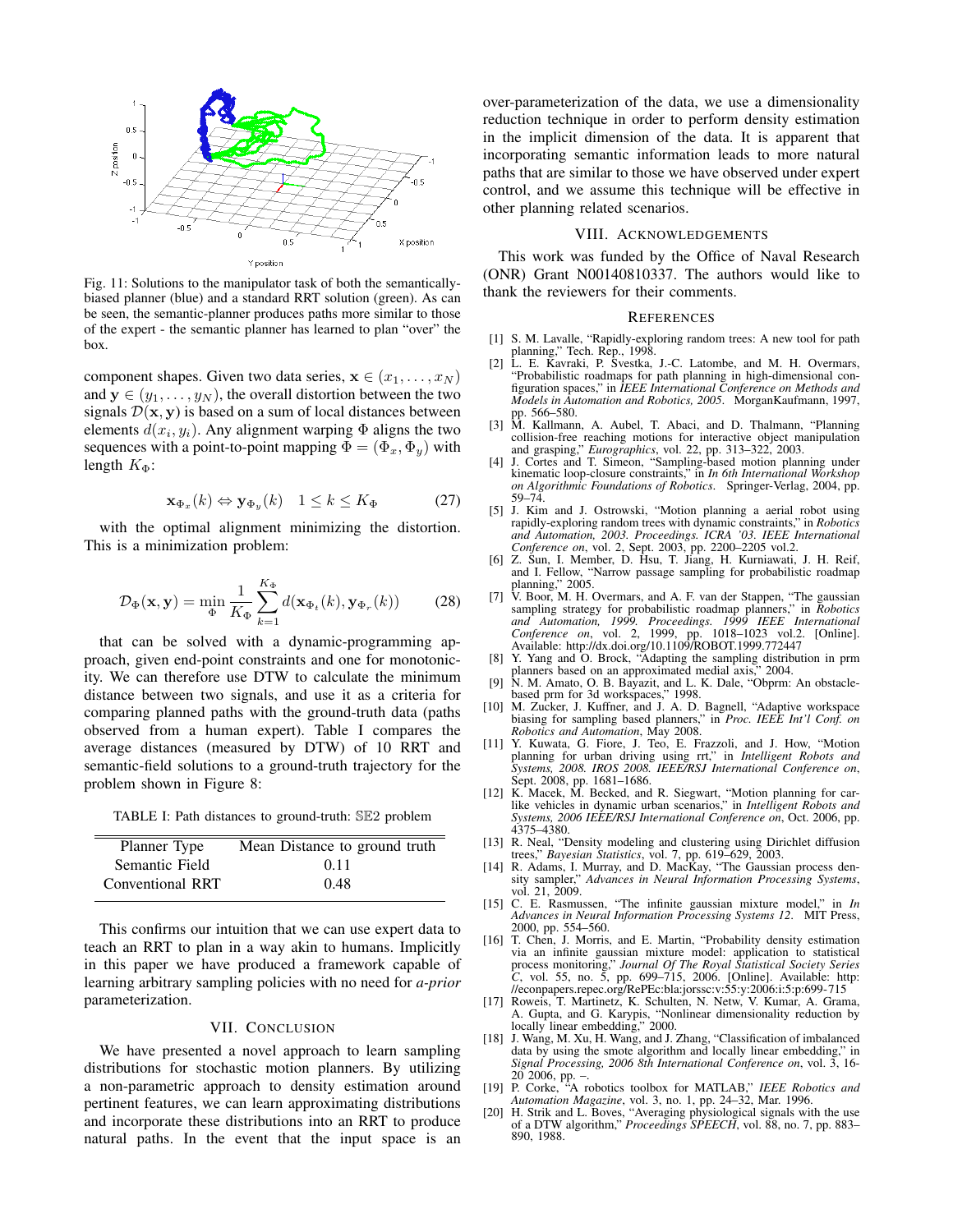Z position

1
0.5
0
-0.5
-1

-1
-0.5
0
0.5
1

Y position

1
0.5
0
-0.5
-1

X position

Fig. 11: Solutions to the manipulator task of both the semantically-biased planner (blue) and a standard RRT solution (green). As can be seen, the semantic-planner produces paths more similar to those of the expert - the semantic planner has learned to plan "over" the box.

component shapes. Given two data series, $\mathbf{x} \in (x_1, \ldots, x_N)$ and $\mathbf{y} \in (y_1, \ldots, y_N)$, the overall distortion between the two signals $\mathcal{D}(\mathbf{x}, \mathbf{y})$ is based on a sum of local distances between elements $d(x_i, y_i)$. Any alignment warping $\Phi$ aligns the two sequences with a point-to-point mapping $\Phi = (\Phi_x, \Phi_y)$ with length $K_\Phi$:

$$\mathbf{x}_{\Phi_x}(k) \Leftrightarrow \mathbf{y}_{\Phi_y}(k) \quad 1 \leq k \leq K_\Phi \tag{27}$$

with the optimal alignment minimizing the distortion. This is a minimization problem:

$$\mathcal{D}_\Phi(\mathbf{x}, \mathbf{y}) = \min_\Phi \frac{1}{K_\Phi} \sum_{k=1}^{K_\Phi} d(\mathbf{x}_{\Phi_t}(k), \mathbf{y}_{\Phi_r}(k)) \tag{28}$$

that can be solved with a dynamic-programming approach, given end-point constraints and one for monotonicity. We can therefore use DTW to calculate the minimum distance between two signals, and use it as a criteria for comparing planned paths with the ground-truth data (paths observed from a human expert). Table I compares the average distances (measured by DTW) of 10 RRT and semantic-field solutions to a ground-truth trajectory for the problem shown in Figure 8:

TABLE I: Path distances to ground-truth: $\mathbb{SE}2$ problem

| Planner Type | Mean Distance to ground truth |
|---|---|
| Semantic Field | 0.11 |
| Conventional RRT | 0.48 |

This confirms our intuition that we can use expert data to teach an RRT to plan in a way akin to humans. Implicitly in this paper we have produced a framework capable of learning arbitrary sampling policies with no need for *a-prior* parameterization.

## VII. Conclusion

We have presented a novel approach to learn sampling distributions for stochastic motion planners. By utilizing a non-parametric approach to density estimation around pertinent features, we can learn approximating distributions and incorporate these distributions into an RRT to produce natural paths. In the event that the input space is an over-parameterization of the data, we use a dimensionality reduction technique in order to perform density estimation in the implicit dimension of the data. It is apparent that incorporating semantic information leads to more natural paths that are similar to those we have observed under expert control, and we assume this technique will be effective in other planning related scenarios.

## VIII. Acknowledgements

This work was funded by the Office of Naval Research (ONR) Grant N00140810337. The authors would like to thank the reviewers for their comments.

## References

[1] S. M. Lavalle, "Rapidly-exploring random trees: A new tool for path planning," Tech. Rep., 1998.

[2] L. E. Kavraki, P. Švestka, J.-C. Latombe, and M. H. Overmars, "Probabilistic roadmaps for path planning in high-dimensional configuration spaces," in *IEEE International Conference on Methods and Models in Automation and Robotics, 2005*. MorganKaufmann, 1997, pp. 566–580.

[3] M. Kallmann, A. Aubel, T. Abaci, and D. Thalmann, "Planning collision-free reaching motions for interactive object manipulation and grasping," *Eurographics*, vol. 22, pp. 313–322, 2003.

[4] J. Cortes and T. Simeon, "Sampling-based motion planning under kinematic loop-closure constraints," in *In 6th International Workshop on Algorithmic Foundations of Robotics*. Springer-Verlag, 2004, pp. 59–74.

[5] J. Kim and J. Ostrowski, "Motion planning a aerial robot using rapidly-exploring random trees with dynamic constraints," in *Robotics and Automation, 2003. Proceedings. ICRA '03. IEEE International Conference on*, vol. 2, Sept. 2003, pp. 2200–2205 vol.2.

[6] Z. Sun, I. Member, D. Hsu, T. Jiang, H. Kurniawati, J. H. Reif, and I. Fellow, "Narrow passage sampling for probabilistic roadmap planning," 2005.

[7] V. Boor, M. H. Overmars, and A. F. van der Stappen, "The gaussian sampling strategy for probabilistic roadmap planners," in *Robotics and Automation, 1999. Proceedings. 1999 IEEE International Conference on*, vol. 2, 1999, pp. 1018–1023 vol.2. [Online]. Available: http://dx.doi.org/10.1109/ROBOT.1999.772447

[8] Y. Yang and O. Brock, "Adapting the sampling distribution in prm planners based on an approximated medial axis," 2004.

[9] N. M. Amato, O. B. Bayazit, and L. K. Dale, "Obprm: An obstacle-based prm for 3d workspaces," 1998.

[10] M. Zucker, J. Kuffner, and J. A. D. Bagnell, "Adaptive workspace biasing for sampling based planners," in *Proc. IEEE Int'l Conf. on Robotics and Automation*, May 2008.

[11] Y. Kuwata, G. Fiore, J. Teo, E. Frazzoli, and J. How, "Motion planning for urban driving using rrt," in *Intelligent Robots and Systems, 2008. IROS 2008. IEEE/RSJ International Conference on*, Sept. 2008, pp. 1681–1686.

[12] K. Macek, M. Becked, and R. Siegwart, "Motion planning for car-like vehicles in dynamic urban scenarios," in *Intelligent Robots and Systems, 2006 IEEE/RSJ International Conference on*, Oct. 2006, pp. 4375–4380.

[13] R. Neal, "Density modeling and clustering using Dirichlet diffusion trees," *Bayesian Statistics*, vol. 7, pp. 619–629, 2003.

[14] R. Adams, I. Murray, and D. MacKay, "The Gaussian process density sampler," *Advances in Neural Information Processing Systems*, vol. 21, 2009.

[15] C. E. Rasmussen, "The infinite gaussian mixture model," in *In Advances in Neural Information Processing Systems 12*. MIT Press, 2000, pp. 554–560.

[16] T. Chen, J. Morris, and E. Martin, "Probability density estimation via an infinite gaussian mixture model: application to statistical process monitoring," *Journal Of The Royal Statistical Society Series C*, vol. 55, no. 5, pp. 699–715, 2006. [Online]. Available: http://econpapers.repec.org/RePEc:bla:jorssc:v:55:y:2006:i:5:p:699-715

[17] Roweis, T. Martinetz, K. Schulten, N. Netw, V. Kumar, A. Grama, A. Gupta, and G. Karypis, "Nonlinear dimensionality reduction by locally linear embedding," 2000.

[18] J. Wang, M. Xu, H. Wang, and J. Zhang, "Classification of imbalanced data by using the smote algorithm and locally linear embedding," in *Signal Processing, 2006 8th International Conference on*, vol. 3, 16-20 2006, pp. –.

[19] P. Corke, "A robotics toolbox for MATLAB," *IEEE Robotics and Automation Magazine*, vol. 3, no. 1, pp. 24–32, Mar. 1996.

[20] H. Strik and L. Boves, "Averaging physiological signals with the use of a DTW algorithm," *Proceedings SPEECH*, vol. 88, no. 7, pp. 883–890, 1988.